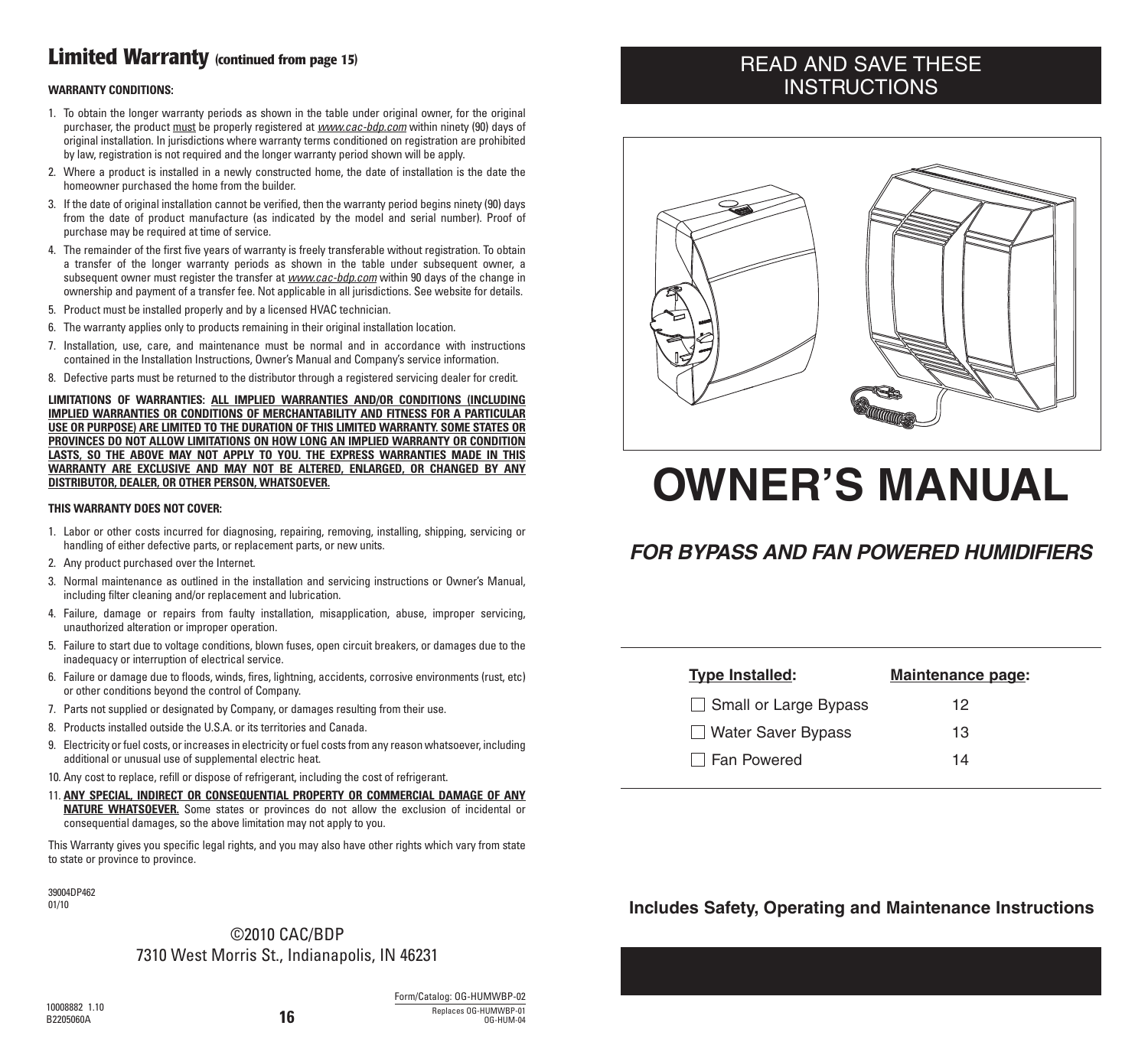## Limited Warranty (continued from page 15)

**WARRANTY CONDITIONS:**

1. To obtain the longer warranty periods as shown in the table under original owner, for the original purchaser, the product must be properly registered at *www.cac-bdp.com* within ninety (90) days of original installation. In jurisdictions where warranty terms conditioned on registration are prohibited by law, registration is not required and the longer warranty period shown will be apply.
2. Where a product is installed in a newly constructed home, the date of installation is the date the homeowner purchased the home from the builder.
3. If the date of original installation cannot be verified, then the warranty period begins ninety (90) days from the date of product manufacture (as indicated by the model and serial number). Proof of purchase may be required at time of service.
4. The remainder of the first five years of warranty is freely transferable without registration. To obtain a transfer of the longer warranty periods as shown in the table under subsequent owner, a subsequent owner must register the transfer at *www.cac-bdp.com* within 90 days of the change in ownership and payment of a transfer fee. Not applicable in all jurisdictions. See website for details.
5. Product must be installed properly and by a licensed HVAC technician.
6. The warranty applies only to products remaining in their original installation location.
7. Installation, use, care, and maintenance must be normal and in accordance with instructions contained in the Installation Instructions, Owner's Manual and Company's service information.
8. Defective parts must be returned to the distributor through a registered servicing dealer for credit.

**LIMITATIONS OF WARRANTIES: ALL IMPLIED WARRANTIES AND/OR CONDITIONS (INCLUDING IMPLIED WARRANTIES OR CONDITIONS OF MERCHANTABILITY AND FITNESS FOR A PARTICULAR USE OR PURPOSE) ARE LIMITED TO THE DURATION OF THIS LIMITED WARRANTY. SOME STATES OR PROVINCES DO NOT ALLOW LIMITATIONS ON HOW LONG AN IMPLIED WARRANTY OR CONDITION LASTS, SO THE ABOVE MAY NOT APPLY TO YOU. THE EXPRESS WARRANTIES MADE IN THIS WARRANTY ARE EXCLUSIVE AND MAY NOT BE ALTERED, ENLARGED, OR CHANGED BY ANY DISTRIBUTOR, DEALER, OR OTHER PERSON, WHATSOEVER.**

**THIS WARRANTY DOES NOT COVER:**

1. Labor or other costs incurred for diagnosing, repairing, removing, installing, shipping, servicing or handling of either defective parts, or replacement parts, or new units.
2. Any product purchased over the Internet.
3. Normal maintenance as outlined in the installation and servicing instructions or Owner's Manual, including filter cleaning and/or replacement and lubrication.
4. Failure, damage or repairs from faulty installation, misapplication, abuse, improper servicing, unauthorized alteration or improper operation.
5. Failure to start due to voltage conditions, blown fuses, open circuit breakers, or damages due to the inadequacy or interruption of electrical service.
6. Failure or damage due to floods, winds, fires, lightning, accidents, corrosive environments (rust, etc) or other conditions beyond the control of Company.
7. Parts not supplied or designated by Company, or damages resulting from their use.
8. Products installed outside the U.S.A. or its territories and Canada.
9. Electricity or fuel costs, or increases in electricity or fuel costs from any reason whatsoever, including additional or unusual use of supplemental electric heat.
10. Any cost to replace, refill or dispose of refrigerant, including the cost of refrigerant.
11. **ANY SPECIAL, INDIRECT OR CONSEQUENTIAL PROPERTY OR COMMERCIAL DAMAGE OF ANY NATURE WHATSOEVER.** Some states or provinces do not allow the exclusion of incidental or consequential damages, so the above limitation may not apply to you.

This Warranty gives you specific legal rights, and you may also have other rights which vary from state to state or province to province.

39004DP462
01/10

©2010 CAC/BDP
7310 West Morris St., Indianapolis, IN 46231

10008882 1.10
B2205060A

Form/Catalog: OG-HUMWBP-02
Replaces OG-HUMWBP-01
OG-HUM-04

READ AND SAVE THESE INSTRUCTIONS

# OWNER'S MANUAL

## *FOR BYPASS AND FAN POWERED HUMIDIFIERS*

| Type Installed: | Maintenance page: |
| --- | --- |
| ☐ Small or Large Bypass | 12 |
| ☐ Water Saver Bypass | 13 |
| ☐ Fan Powered | 14 |

**Includes Safety, Operating and Maintenance Instructions**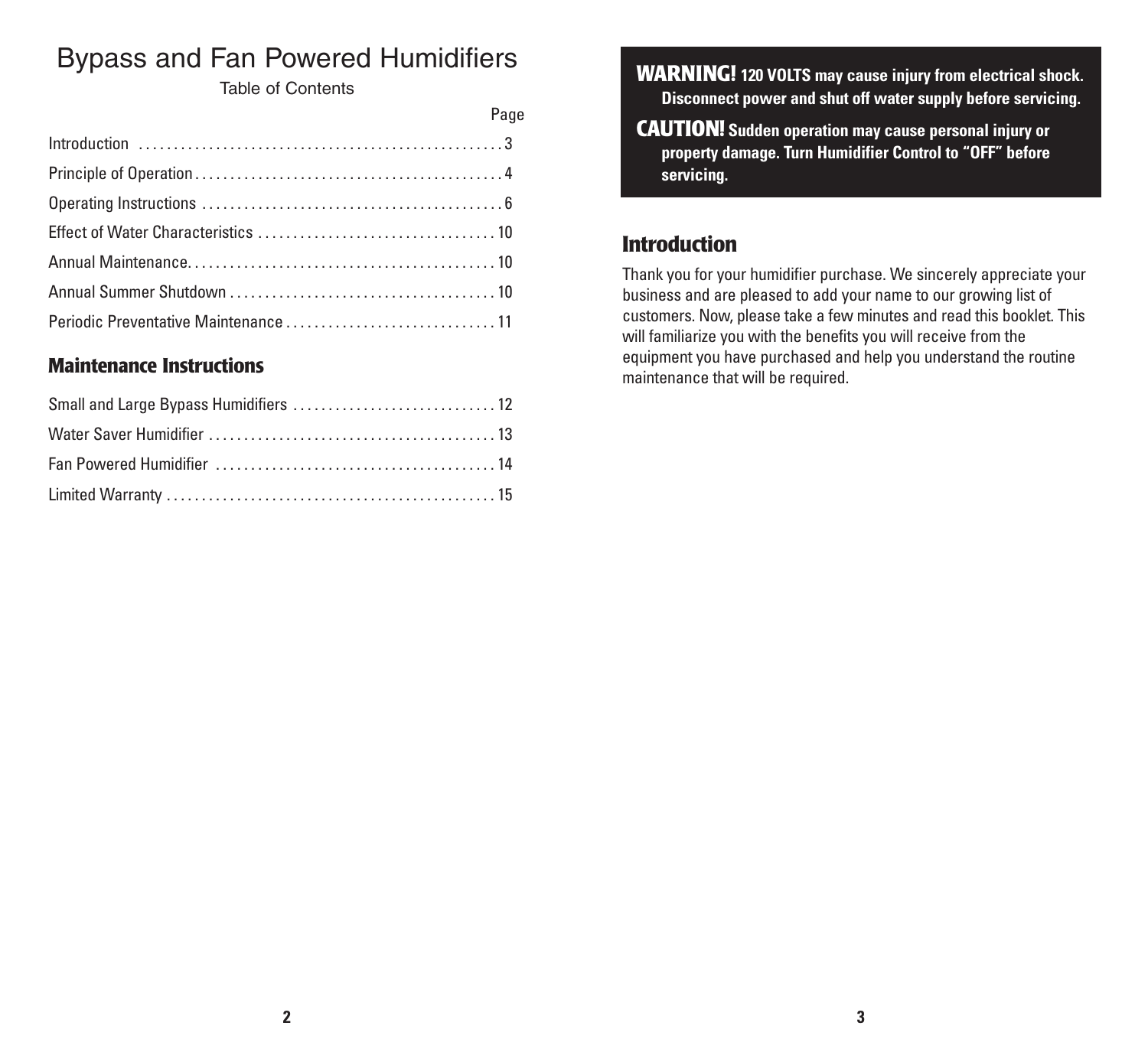# Bypass and Fan Powered Humidifiers

Table of Contents

| | Page |
|---|---|
| Introduction | 3 |
| Principle of Operation | 4 |
| Operating Instructions | 6 |
| Effect of Water Characteristics | 10 |
| Annual Maintenance | 10 |
| Annual Summer Shutdown | 10 |
| Periodic Preventative Maintenance | 11 |

## Maintenance Instructions

| | |
|---|---|
| Small and Large Bypass Humidifiers | 12 |
| Water Saver Humidifier | 13 |
| Fan Powered Humidifier | 14 |
| Limited Warranty | 15 |

**WARNING! 120 VOLTS may cause injury from electrical shock. Disconnect power and shut off water supply before servicing.**

**CAUTION! Sudden operation may cause personal injury or property damage. Turn Humidifier Control to "OFF" before servicing.**

## Introduction

Thank you for your humidifier purchase. We sincerely appreciate your business and are pleased to add your name to our growing list of customers. Now, please take a few minutes and read this booklet. This will familiarize you with the benefits you will receive from the equipment you have purchased and help you understand the routine maintenance that will be required.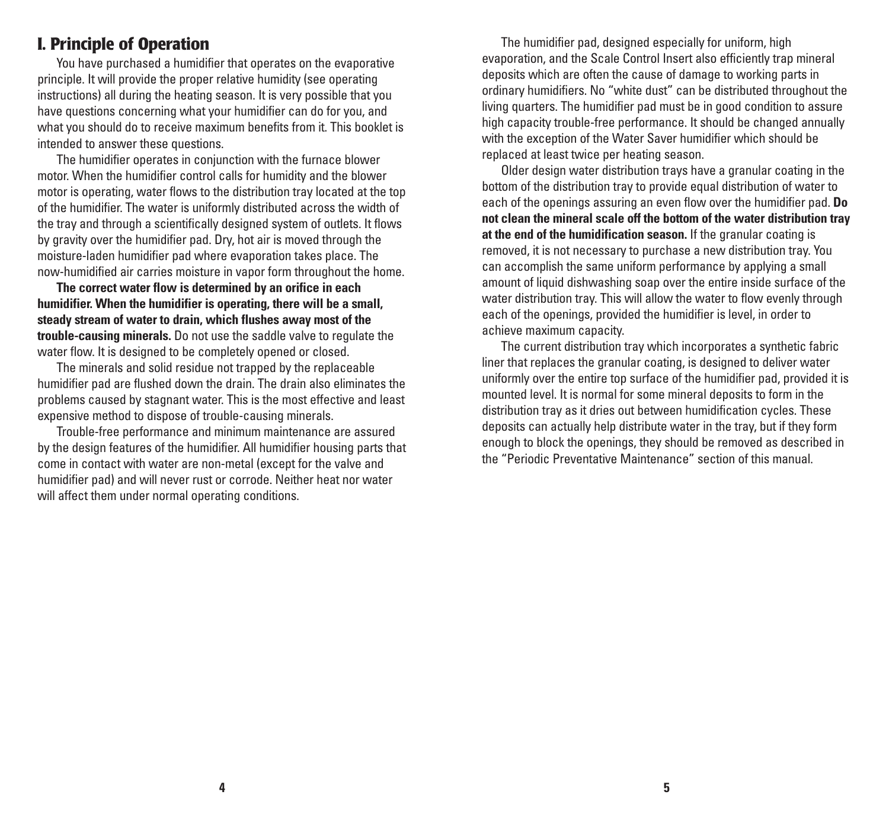# I. Principle of Operation

You have purchased a humidifier that operates on the evaporative principle. It will provide the proper relative humidity (see operating instructions) all during the heating season. It is very possible that you have questions concerning what your humidifier can do for you, and what you should do to receive maximum benefits from it. This booklet is intended to answer these questions.

The humidifier operates in conjunction with the furnace blower motor. When the humidifier control calls for humidity and the blower motor is operating, water flows to the distribution tray located at the top of the humidifier. The water is uniformly distributed across the width of the tray and through a scientifically designed system of outlets. It flows by gravity over the humidifier pad. Dry, hot air is moved through the moisture-laden humidifier pad where evaporation takes place. The now-humidified air carries moisture in vapor form throughout the home.

**The correct water flow is determined by an orifice in each humidifier. When the humidifier is operating, there will be a small, steady stream of water to drain, which flushes away most of the trouble-causing minerals.** Do not use the saddle valve to regulate the water flow. It is designed to be completely opened or closed.

The minerals and solid residue not trapped by the replaceable humidifier pad are flushed down the drain. The drain also eliminates the problems caused by stagnant water. This is the most effective and least expensive method to dispose of trouble-causing minerals.

Trouble-free performance and minimum maintenance are assured by the design features of the humidifier. All humidifier housing parts that come in contact with water are non-metal (except for the valve and humidifier pad) and will never rust or corrode. Neither heat nor water will affect them under normal operating conditions.

The humidifier pad, designed especially for uniform, high evaporation, and the Scale Control Insert also efficiently trap mineral deposits which are often the cause of damage to working parts in ordinary humidifiers. No "white dust" can be distributed throughout the living quarters. The humidifier pad must be in good condition to assure high capacity trouble-free performance. It should be changed annually with the exception of the Water Saver humidifier which should be replaced at least twice per heating season.

Older design water distribution trays have a granular coating in the bottom of the distribution tray to provide equal distribution of water to each of the openings assuring an even flow over the humidifier pad. **Do not clean the mineral scale off the bottom of the water distribution tray at the end of the humidification season.** If the granular coating is removed, it is not necessary to purchase a new distribution tray. You can accomplish the same uniform performance by applying a small amount of liquid dishwashing soap over the entire inside surface of the water distribution tray. This will allow the water to flow evenly through each of the openings, provided the humidifier is level, in order to achieve maximum capacity.

The current distribution tray which incorporates a synthetic fabric liner that replaces the granular coating, is designed to deliver water uniformly over the entire top surface of the humidifier pad, provided it is mounted level. It is normal for some mineral deposits to form in the distribution tray as it dries out between humidification cycles. These deposits can actually help distribute water in the tray, but if they form enough to block the openings, they should be removed as described in the "Periodic Preventative Maintenance" section of this manual.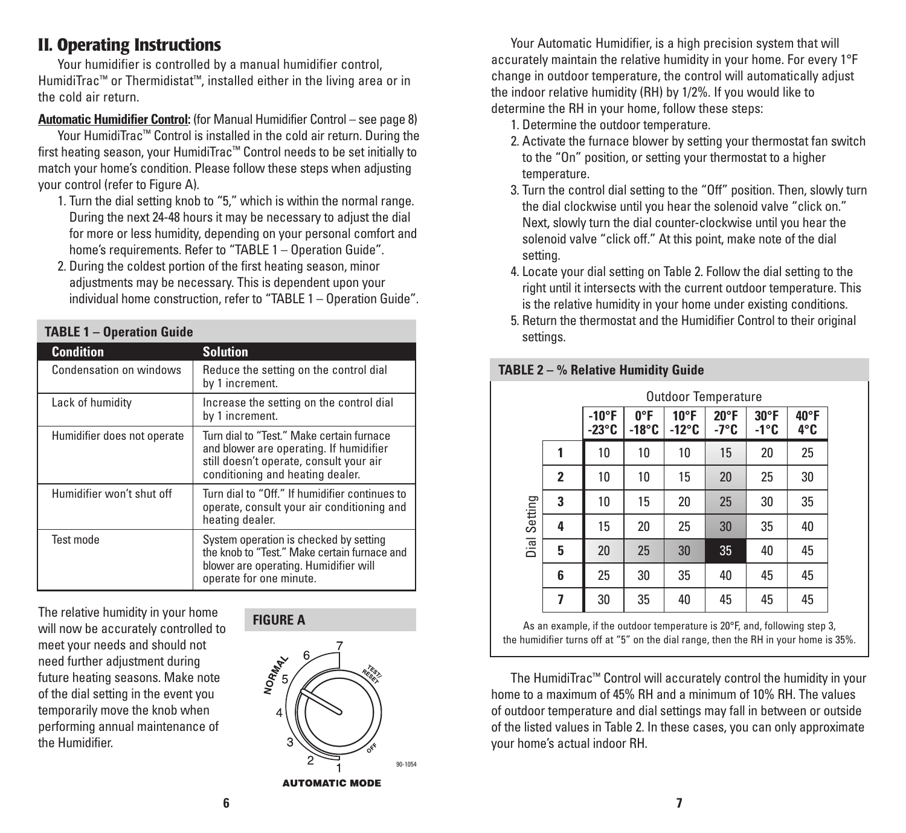## II. Operating Instructions

Your humidifier is controlled by a manual humidifier control, HumidiTrac™ or Thermidistat™, installed either in the living area or in the cold air return.

**Automatic Humidifier Control:** (for Manual Humidifier Control – see page 8)

Your HumidiTrac™ Control is installed in the cold air return. During the first heating season, your HumidiTrac™ Control needs to be set initially to match your home's condition. Please follow these steps when adjusting your control (refer to Figure A).

1. Turn the dial setting knob to "5," which is within the normal range. During the next 24-48 hours it may be necessary to adjust the dial for more or less humidity, depending on your personal comfort and home's requirements. Refer to "TABLE 1 – Operation Guide".
2. During the coldest portion of the first heating season, minor adjustments may be necessary. This is dependent upon your individual home construction, refer to "TABLE 1 – Operation Guide".

**TABLE 1 – Operation Guide**

| Condition | Solution |
|---|---|
| Condensation on windows | Reduce the setting on the control dial by 1 increment. |
| Lack of humidity | Increase the setting on the control dial by 1 increment. |
| Humidifier does not operate | Turn dial to "Test." Make certain furnace and blower are operating. If humidifier still doesn't operate, consult your air conditioning and heating dealer. |
| Humidifier won't shut off | Turn dial to "Off." If humidifier continues to operate, consult your air conditioning and heating dealer. |
| Test mode | System operation is checked by setting the knob to "Test." Make certain furnace and blower are operating. Humidifier will operate for one minute. |

The relative humidity in your home will now be accurately controlled to meet your needs and should not need further adjustment during future heating seasons. Make note of the dial setting in the event you temporarily move the knob when performing annual maintenance of the Humidifier.

**FIGURE A**

NORMAL 1 2 3 4 5 6 7 TEST/RESET OFF

90-1054

AUTOMATIC MODE

Your Automatic Humidifier, is a high precision system that will accurately maintain the relative humidity in your home. For every 1°F change in outdoor temperature, the control will automatically adjust the indoor relative humidity (RH) by 1/2%. If you would like to determine the RH in your home, follow these steps:

1. Determine the outdoor temperature.
2. Activate the furnace blower by setting your thermostat fan switch to the "On" position, or setting your thermostat to a higher temperature.
3. Turn the control dial setting to the "Off" position. Then, slowly turn the dial clockwise until you hear the solenoid valve "click on." Next, slowly turn the dial counter-clockwise until you hear the solenoid valve "click off." At this point, make note of the dial setting.
4. Locate your dial setting on Table 2. Follow the dial setting to the right until it intersects with the current outdoor temperature. This is the relative humidity in your home under existing conditions.
5. Return the thermostat and the Humidifier Control to their original settings.

**TABLE 2 – % Relative Humidity Guide**

| | Outdoor Temperature | | | | | |
|---|---|---|---|---|---|---|
| Dial Setting | -10°F -23°C | 0°F -18°C | 10°F -12°C | 20°F -7°C | 30°F -1°C | 40°F 4°C |
| 1 | 10 | 10 | 10 | 15 | 20 | 25 |
| 2 | 10 | 10 | 15 | 20 | 25 | 30 |
| 3 | 10 | 15 | 20 | 25 | 30 | 35 |
| 4 | 15 | 20 | 25 | 30 | 35 | 40 |
| 5 | 20 | 25 | 30 | 35 | 40 | 45 |
| 6 | 25 | 30 | 35 | 40 | 45 | 45 |
| 7 | 30 | 35 | 40 | 45 | 45 | 45 |

As an example, if the outdoor temperature is 20°F, and, following step 3, the humidifier turns off at "5" on the dial range, then the RH in your home is 35%.

The HumidiTrac™ Control will accurately control the humidity in your home to a maximum of 45% RH and a minimum of 10% RH. The values of outdoor temperature and dial settings may fall in between or outside of the listed values in Table 2. In these cases, you can only approximate your home's actual indoor RH.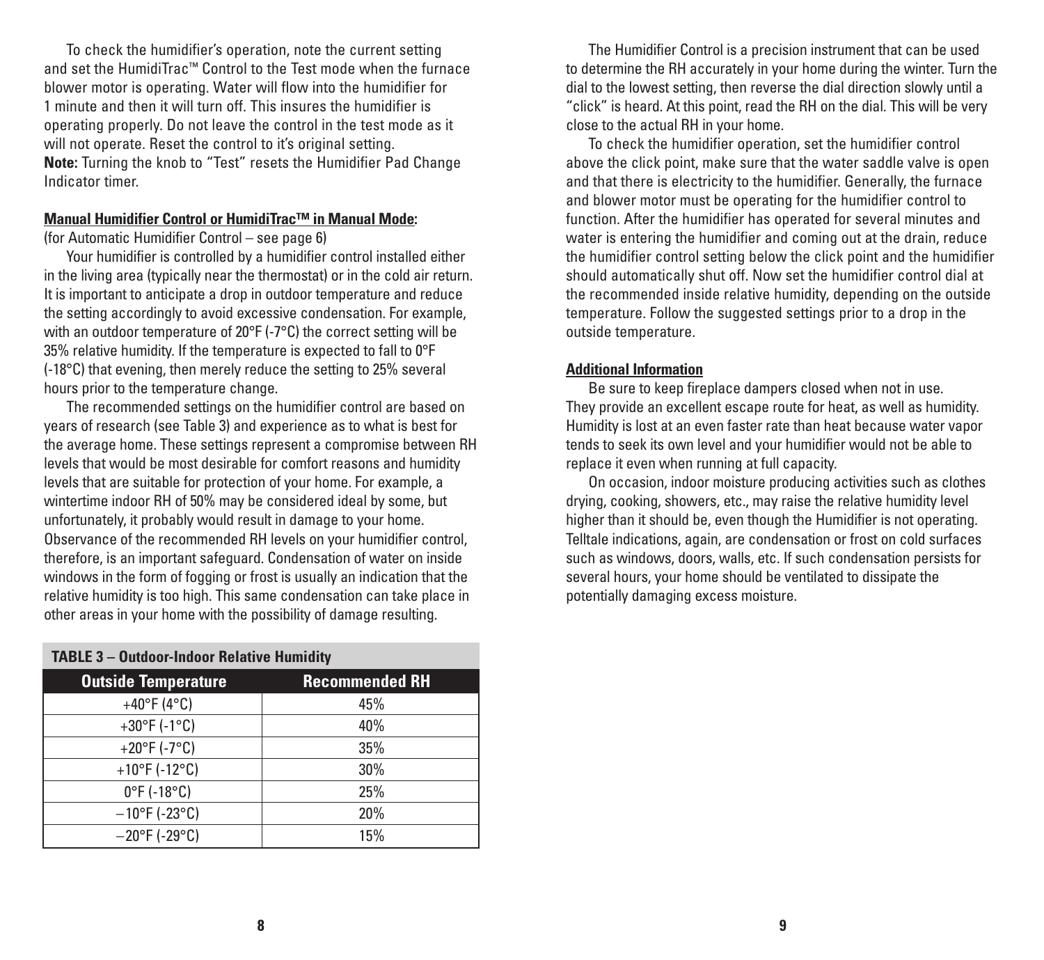To check the humidifier's operation, note the current setting and set the HumidiTrac™ Control to the Test mode when the furnace blower motor is operating. Water will flow into the humidifier for 1 minute and then it will turn off. This insures the humidifier is operating properly. Do not leave the control in the test mode as it will not operate. Reset the control to it's original setting.
**Note:** Turning the knob to "Test" resets the Humidifier Pad Change Indicator timer.

**Manual Humidifier Control or HumidiTrac™ in Manual Mode:**

(for Automatic Humidifier Control – see page 6)

Your humidifier is controlled by a humidifier control installed either in the living area (typically near the thermostat) or in the cold air return. It is important to anticipate a drop in outdoor temperature and reduce the setting accordingly to avoid excessive condensation. For example, with an outdoor temperature of 20°F (-7°C) the correct setting will be 35% relative humidity. If the temperature is expected to fall to 0°F (-18°C) that evening, then merely reduce the setting to 25% several hours prior to the temperature change.

The recommended settings on the humidifier control are based on years of research (see Table 3) and experience as to what is best for the average home. These settings represent a compromise between RH levels that would be most desirable for comfort reasons and humidity levels that are suitable for protection of your home. For example, a wintertime indoor RH of 50% may be considered ideal by some, but unfortunately, it probably would result in damage to your home. Observance of the recommended RH levels on your humidifier control, therefore, is an important safeguard. Condensation of water on inside windows in the form of fogging or frost is usually an indication that the relative humidity is too high. This same condensation can take place in other areas in your home with the possibility of damage resulting.

**TABLE 3 – Outdoor-Indoor Relative Humidity**

| Outside Temperature | Recommended RH |
|---|---|
| +40°F (4°C) | 45% |
| +30°F (-1°C) | 40% |
| +20°F (-7°C) | 35% |
| +10°F (-12°C) | 30% |
| 0°F (-18°C) | 25% |
| −10°F (-23°C) | 20% |
| −20°F (-29°C) | 15% |

The Humidifier Control is a precision instrument that can be used to determine the RH accurately in your home during the winter. Turn the dial to the lowest setting, then reverse the dial direction slowly until a "click" is heard. At this point, read the RH on the dial. This will be very close to the actual RH in your home.

To check the humidifier operation, set the humidifier control above the click point, make sure that the water saddle valve is open and that there is electricity to the humidifier. Generally, the furnace and blower motor must be operating for the humidifier control to function. After the humidifier has operated for several minutes and water is entering the humidifier and coming out at the drain, reduce the humidifier control setting below the click point and the humidifier should automatically shut off. Now set the humidifier control dial at the recommended inside relative humidity, depending on the outside temperature. Follow the suggested settings prior to a drop in the outside temperature.

**Additional Information**

Be sure to keep fireplace dampers closed when not in use. They provide an excellent escape route for heat, as well as humidity. Humidity is lost at an even faster rate than heat because water vapor tends to seek its own level and your humidifier would not be able to replace it even when running at full capacity.

On occasion, indoor moisture producing activities such as clothes drying, cooking, showers, etc., may raise the relative humidity level higher than it should be, even though the Humidifier is not operating. Telltale indications, again, are condensation or frost on cold surfaces such as windows, doors, walls, etc. If such condensation persists for several hours, your home should be ventilated to dissipate the potentially damaging excess moisture.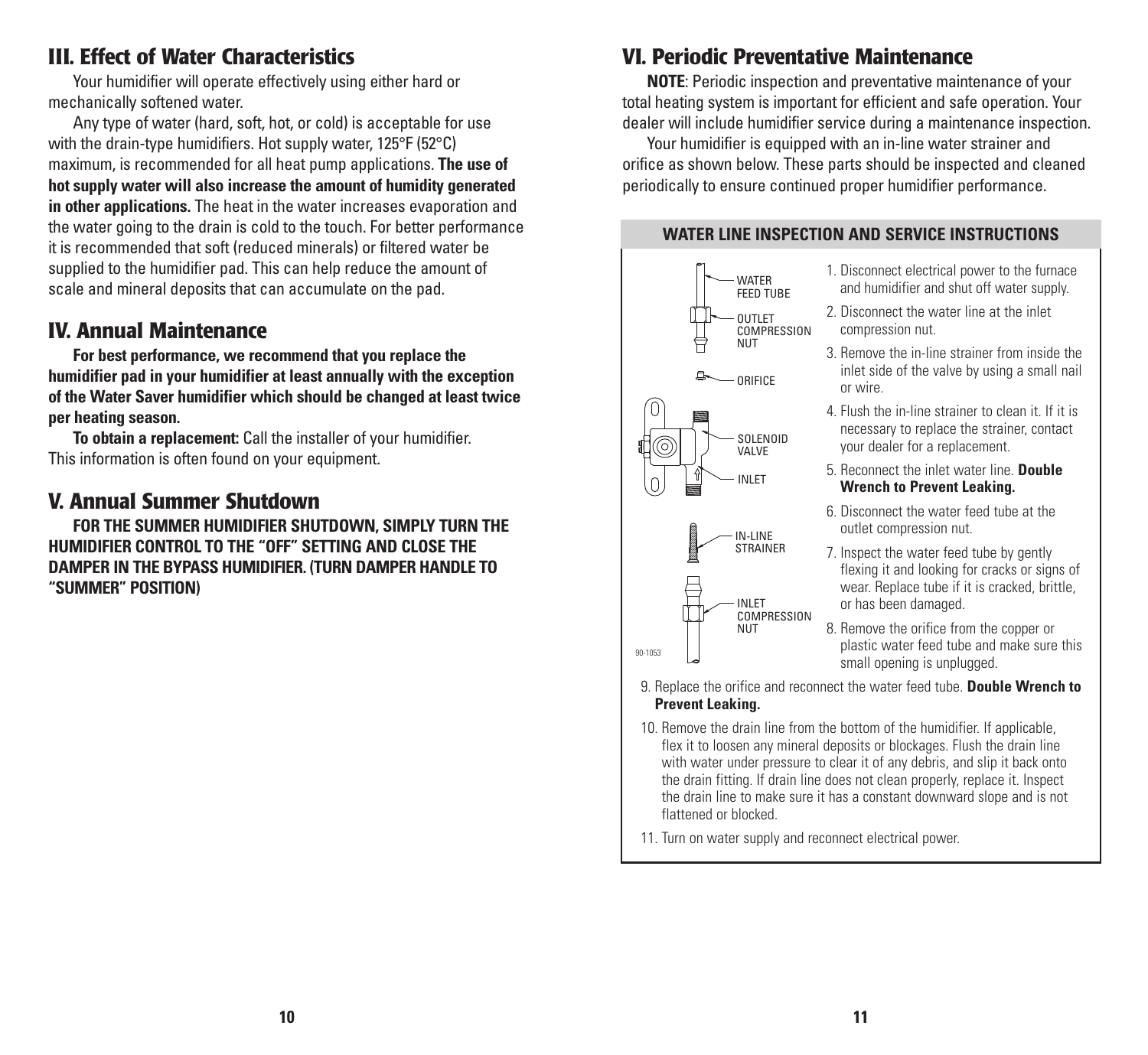## III. Effect of Water Characteristics

Your humidifier will operate effectively using either hard or mechanically softened water.

Any type of water (hard, soft, hot, or cold) is acceptable for use with the drain-type humidifiers. Hot supply water, 125°F (52°C) maximum, is recommended for all heat pump applications. **The use of hot supply water will also increase the amount of humidity generated in other applications.** The heat in the water increases evaporation and the water going to the drain is cold to the touch. For better performance it is recommended that soft (reduced minerals) or filtered water be supplied to the humidifier pad. This can help reduce the amount of scale and mineral deposits that can accumulate on the pad.

## IV. Annual Maintenance

**For best performance, we recommend that you replace the humidifier pad in your humidifier at least annually with the exception of the Water Saver humidifier which should be changed at least twice per heating season.**

**To obtain a replacement:** Call the installer of your humidifier. This information is often found on your equipment.

## V. Annual Summer Shutdown

**FOR THE SUMMER HUMIDIFIER SHUTDOWN, SIMPLY TURN THE HUMIDIFIER CONTROL TO THE "OFF" SETTING AND CLOSE THE DAMPER IN THE BYPASS HUMIDIFIER. (TURN DAMPER HANDLE TO "SUMMER" POSITION)**

## VI. Periodic Preventative Maintenance

**NOTE**: Periodic inspection and preventative maintenance of your total heating system is important for efficient and safe operation. Your dealer will include humidifier service during a maintenance inspection.

Your humidifier is equipped with an in-line water strainer and orifice as shown below. These parts should be inspected and cleaned periodically to ensure continued proper humidifier performance.

### WATER LINE INSPECTION AND SERVICE INSTRUCTIONS

WATER FEED TUBE
OUTLET COMPRESSION NUT
ORIFICE
SOLENOID VALVE
INLET
IN-LINE STRAINER
INLET COMPRESSION NUT
90-1053

1. Disconnect electrical power to the furnace and humidifier and shut off water supply.
2. Disconnect the water line at the inlet compression nut.
3. Remove the in-line strainer from inside the inlet side of the valve by using a small nail or wire.
4. Flush the in-line strainer to clean it. If it is necessary to replace the strainer, contact your dealer for a replacement.
5. Reconnect the inlet water line. **Double Wrench to Prevent Leaking.**
6. Disconnect the water feed tube at the outlet compression nut.
7. Inspect the water feed tube by gently flexing it and looking for cracks or signs of wear. Replace tube if it is cracked, brittle, or has been damaged.
8. Remove the orifice from the copper or plastic water feed tube and make sure this small opening is unplugged.
9. Replace the orifice and reconnect the water feed tube. **Double Wrench to Prevent Leaking.**
10. Remove the drain line from the bottom of the humidifier. If applicable, flex it to loosen any mineral deposits or blockages. Flush the drain line with water under pressure to clear it of any debris, and slip it back onto the drain fitting. If drain line does not clean properly, replace it. Inspect the drain line to make sure it has a constant downward slope and is not flattened or blocked.
11. Turn on water supply and reconnect electrical power.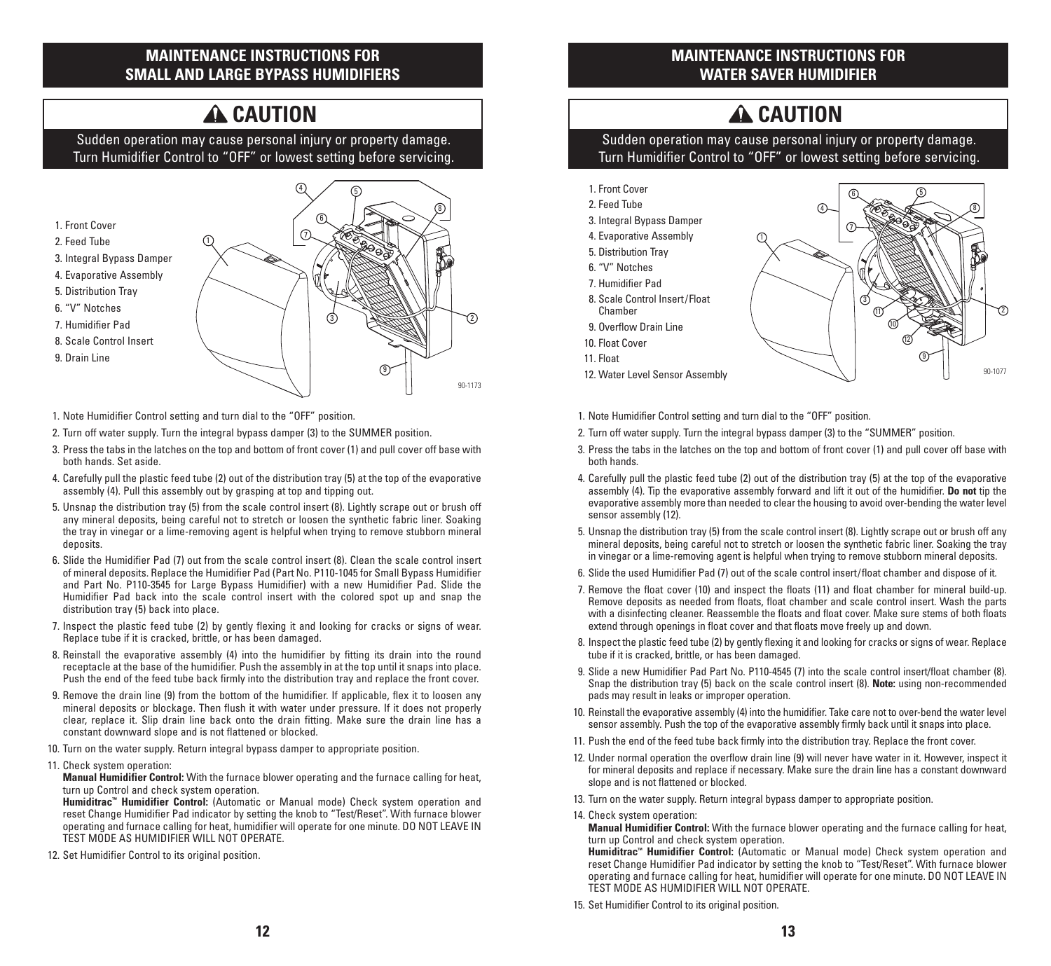## MAINTENANCE INSTRUCTIONS FOR SMALL AND LARGE BYPASS HUMIDIFIERS

### ⚠ CAUTION

Sudden operation may cause personal injury or property damage. Turn Humidifier Control to "OFF" or lowest setting before servicing.

1. Front Cover
2. Feed Tube
3. Integral Bypass Damper
4. Evaporative Assembly
5. Distribution Tray
6. "V" Notches
7. Humidifier Pad
8. Scale Control Insert
9. Drain Line

90-1173

1. Note Humidifier Control setting and turn dial to the "OFF" position.
2. Turn off water supply. Turn the integral bypass damper (3) to the SUMMER position.
3. Press the tabs in the latches on the top and bottom of front cover (1) and pull cover off base with both hands. Set aside.
4. Carefully pull the plastic feed tube (2) out of the distribution tray (5) at the top of the evaporative assembly (4). Pull this assembly out by grasping at top and tipping out.
5. Unsnap the distribution tray (5) from the scale control insert (8). Lightly scrape out or brush off any mineral deposits, being careful not to stretch or loosen the synthetic fabric liner. Soaking the tray in vinegar or a lime-removing agent is helpful when trying to remove stubborn mineral deposits.
6. Slide the Humidifier Pad (7) out from the scale control insert (8). Clean the scale control insert of mineral deposits. Replace the Humidifier Pad (Part No. P110-1045 for Small Bypass Humidifier and Part No. P110-3545 for Large Bypass Humidifier) with a new Humidifier Pad. Slide the Humidifier Pad back into the scale control insert with the colored spot up and snap the distribution tray (5) back into place.
7. Inspect the plastic feed tube (2) by gently flexing it and looking for cracks or signs of wear. Replace tube if it is cracked, brittle, or has been damaged.
8. Reinstall the evaporative assembly (4) into the humidifier by fitting its drain into the round receptacle at the base of the humidifier. Push the assembly in at the top until it snaps into place. Push the end of the feed tube back firmly into the distribution tray and replace the front cover.
9. Remove the drain line (9) from the bottom of the humidifier. If applicable, flex it to loosen any mineral deposits or blockage. Then flush it with water under pressure. If it does not properly clear, replace it. Slip drain line back onto the drain fitting. Make sure the drain line has a constant downward slope and is not flattened or blocked.
10. Turn on the water supply. Return integral bypass damper to appropriate position.
11. Check system operation:
    **Manual Humidifier Control:** With the furnace blower operating and the furnace calling for heat, turn up Control and check system operation.
    **Humiditrac™ Humidifier Control:** (Automatic or Manual mode) Check system operation and reset Change Humidifier Pad indicator by setting the knob to "Test/Reset". With furnace blower operating and furnace calling for heat, humidifier will operate for one minute. DO NOT LEAVE IN TEST MODE AS HUMIDIFIER WILL NOT OPERATE.
12. Set Humidifier Control to its original position.

## MAINTENANCE INSTRUCTIONS FOR WATER SAVER HUMIDIFIER

### ⚠ CAUTION

Sudden operation may cause personal injury or property damage. Turn Humidifier Control to "OFF" or lowest setting before servicing.

1. Front Cover
2. Feed Tube
3. Integral Bypass Damper
4. Evaporative Assembly
5. Distribution Tray
6. "V" Notches
7. Humidifier Pad
8. Scale Control Insert/Float Chamber
9. Overflow Drain Line
10. Float Cover
11. Float
12. Water Level Sensor Assembly

90-1077

1. Note Humidifier Control setting and turn dial to the "OFF" position.
2. Turn off water supply. Turn the integral bypass damper (3) to the "SUMMER" position.
3. Press the tabs in the latches on the top and bottom of front cover (1) and pull cover off base with both hands.
4. Carefully pull the plastic feed tube (2) out of the distribution tray (5) at the top of the evaporative assembly (4). Tip the evaporative assembly forward and lift it out of the humidifier. **Do not** tip the evaporative assembly more than needed to clear the housing to avoid over-bending the water level sensor assembly (12).
5. Unsnap the distribution tray (5) from the scale control insert (8). Lightly scrape out or brush off any mineral deposits, being careful not to stretch or loosen the synthetic fabric liner. Soaking the tray in vinegar or a lime-removing agent is helpful when trying to remove stubborn mineral deposits.
6. Slide the used Humidifier Pad (7) out of the scale control insert/float chamber and dispose of it.
7. Remove the float cover (10) and inspect the floats (11) and float chamber for mineral build-up. Remove deposits as needed from floats, float chamber and scale control insert. Wash the parts with a disinfecting cleaner. Reassemble the floats and float cover. Make sure stems of both floats extend through openings in float cover and that floats move freely up and down.
8. Inspect the plastic feed tube (2) by gently flexing it and looking for cracks or signs of wear. Replace tube if it is cracked, brittle, or has been damaged.
9. Slide a new Humidifier Pad Part No. P110-4545 (7) into the scale control insert/float chamber (8). Snap the distribution tray (5) back on the scale control insert (8). **Note:** using non-recommended pads may result in leaks or improper operation.
10. Reinstall the evaporative assembly (4) into the humidifier. Take care not to over-bend the water level sensor assembly. Push the top of the evaporative assembly firmly back until it snaps into place.
11. Push the end of the feed tube back firmly into the distribution tray. Replace the front cover.
12. Under normal operation the overflow drain line (9) will never have water in it. However, inspect it for mineral deposits and replace if necessary. Make sure the drain line has a constant downward slope and is not flattened or blocked.
13. Turn on the water supply. Return integral bypass damper to appropriate position.
14. Check system operation:
    **Manual Humidifier Control:** With the furnace blower operating and the furnace calling for heat, turn up Control and check system operation.
    **Humiditrac™ Humidifier Control:** (Automatic or Manual mode) Check system operation and reset Change Humidifier Pad indicator by setting the knob to "Test/Reset". With furnace blower operating and furnace calling for heat, humidifier will operate for one minute. DO NOT LEAVE IN TEST MODE AS HUMIDIFIER WILL NOT OPERATE.
15. Set Humidifier Control to its original position.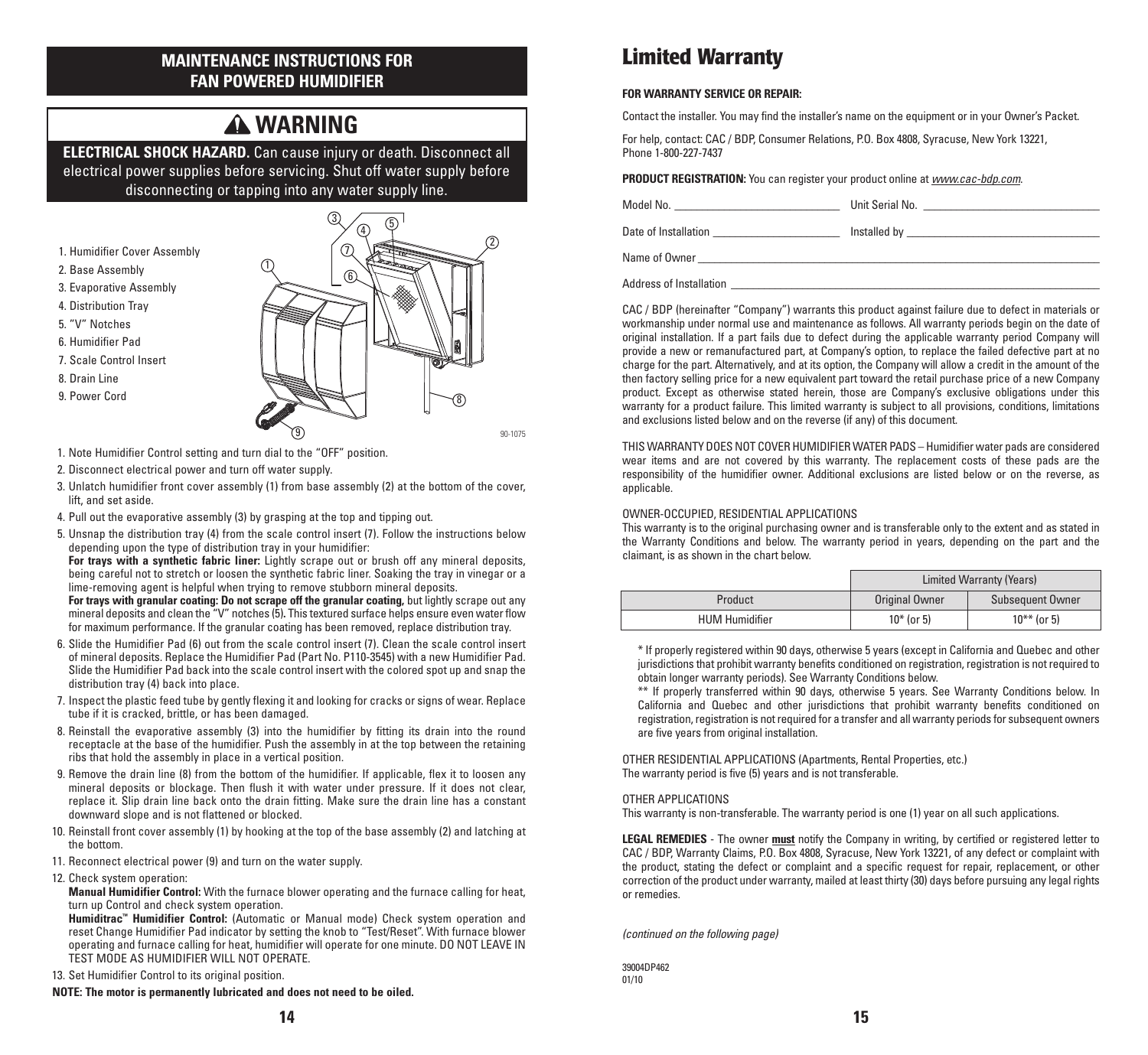## MAINTENANCE INSTRUCTIONS FOR FAN POWERED HUMIDIFIER

### ⚠ WARNING

**ELECTRICAL SHOCK HAZARD.** Can cause injury or death. Disconnect all electrical power supplies before servicing. Shut off water supply before disconnecting or tapping into any water supply line.

1. Humidifier Cover Assembly
2. Base Assembly
3. Evaporative Assembly
4. Distribution Tray
5. "V" Notches
6. Humidifier Pad
7. Scale Control Insert
8. Drain Line
9. Power Cord

90-1075

1. Note Humidifier Control setting and turn dial to the "OFF" position.
2. Disconnect electrical power and turn off water supply.
3. Unlatch humidifier front cover assembly (1) from base assembly (2) at the bottom of the cover, lift, and set aside.
4. Pull out the evaporative assembly (3) by grasping at the top and tipping out.
5. Unsnap the distribution tray (4) from the scale control insert (7). Follow the instructions below depending upon the type of distribution tray in your humidifier:
   **For trays with a synthetic fabric liner:** Lightly scrape out or brush off any mineral deposits, being careful not to stretch or loosen the synthetic fabric liner. Soaking the tray in vinegar or a lime-removing agent is helpful when trying to remove stubborn mineral deposits.
   **For trays with granular coating: Do not scrape off the granular coating,** but lightly scrape out any mineral deposits and clean the "V" notches (5). This textured surface helps ensure even water flow for maximum performance. If the granular coating has been removed, replace distribution tray.
6. Slide the Humidifier Pad (6) out from the scale control insert (7). Clean the scale control insert of mineral deposits. Replace the Humidifier Pad (Part No. P110-3545) with a new Humidifier Pad. Slide the Humidifier Pad back into the scale control insert with the colored spot up and snap the distribution tray (4) back into place.
7. Inspect the plastic feed tube by gently flexing it and looking for cracks or signs of wear. Replace tube if it is cracked, brittle, or has been damaged.
8. Reinstall the evaporative assembly (3) into the humidifier by fitting its drain into the round receptacle at the base of the humidifier. Push the assembly in at the top between the retaining ribs that hold the assembly in place in a vertical position.
9. Remove the drain line (8) from the bottom of the humidifier. If applicable, flex it to loosen any mineral deposits or blockage. Then flush it with water under pressure. If it does not clear, replace it. Slip drain line back onto the drain fitting. Make sure the drain line has a constant downward slope and is not flattened or blocked.
10. Reinstall front cover assembly (1) by hooking at the top of the base assembly (2) and latching at the bottom.
11. Reconnect electrical power (9) and turn on the water supply.
12. Check system operation:
    **Manual Humidifier Control:** With the furnace blower operating and the furnace calling for heat, turn up Control and check system operation.
    **Humiditrac™ Humidifier Control:** (Automatic or Manual mode) Check system operation and reset Change Humidifier Pad indicator by setting the knob to "Test/Reset". With furnace blower operating and furnace calling for heat, humidifier will operate for one minute. DO NOT LEAVE IN TEST MODE AS HUMIDIFIER WILL NOT OPERATE.
13. Set Humidifier Control to its original position.

**NOTE: The motor is permanently lubricated and does not need to be oiled.**

# Limited Warranty

**FOR WARRANTY SERVICE OR REPAIR:**

Contact the installer. You may find the installer's name on the equipment or in your Owner's Packet.

For help, contact: CAC / BDP, Consumer Relations, P.O. Box 4808, Syracuse, New York 13221, Phone 1-800-227-7437

**PRODUCT REGISTRATION:** You can register your product online at *www.cac-bdp.com*.

Model No. ______________________ Unit Serial No. ______________________

Date of Installation ______________________ Installed by ______________________

Name of Owner ____________________________________________

Address of Installation ____________________________________________

CAC / BDP (hereinafter "Company") warrants this product against failure due to defect in materials or workmanship under normal use and maintenance as follows. All warranty periods begin on the date of original installation. If a part fails due to defect during the applicable warranty period Company will provide a new or remanufactured part, at Company's option, to replace the failed defective part at no charge for the part. Alternatively, and at its option, the Company will allow a credit in the amount of the then factory selling price for a new equivalent part toward the retail purchase price of a new Company product. Except as otherwise stated herein, those are Company's exclusive obligations under this warranty for a product failure. This limited warranty is subject to all provisions, conditions, limitations and exclusions listed below and on the reverse (if any) of this document.

THIS WARRANTY DOES NOT COVER HUMIDIFIER WATER PADS – Humidifier water pads are considered wear items and are not covered by this warranty. The replacement costs of these pads are the responsibility of the humidifier owner. Additional exclusions are listed below or on the reverse, as applicable.

OWNER-OCCUPIED, RESIDENTIAL APPLICATIONS
This warranty is to the original purchasing owner and is transferable only to the extent and as stated in the Warranty Conditions and below. The warranty period in years, depending on the part and the claimant, is as shown in the chart below.

| | Limited Warranty (Years) | |
|---|---|---|
| Product | Original Owner | Subsequent Owner |
| HUM Humidifier | 10* (or 5) | 10** (or 5) |

\* If properly registered within 90 days, otherwise 5 years (except in California and Quebec and other jurisdictions that prohibit warranty benefits conditioned on registration, registration is not required to obtain longer warranty periods). See Warranty Conditions below.

\*\* If properly transferred within 90 days, otherwise 5 years. See Warranty Conditions below. In California and Quebec and other jurisdictions that prohibit warranty benefits conditioned on registration, registration is not required for a transfer and all warranty periods for subsequent owners are five years from original installation.

OTHER RESIDENTIAL APPLICATIONS (Apartments, Rental Properties, etc.)
The warranty period is five (5) years and is not transferable.

OTHER APPLICATIONS
This warranty is non-transferable. The warranty period is one (1) year on all such applications.

**LEGAL REMEDIES** - The owner **must** notify the Company in writing, by certified or registered letter to CAC / BDP, Warranty Claims, P.O. Box 4808, Syracuse, New York 13221, of any defect or complaint with the product, stating the defect or complaint and a specific request for repair, replacement, or other correction of the product under warranty, mailed at least thirty (30) days before pursuing any legal rights or remedies.

*(continued on the following page)*

39004DP462
01/10